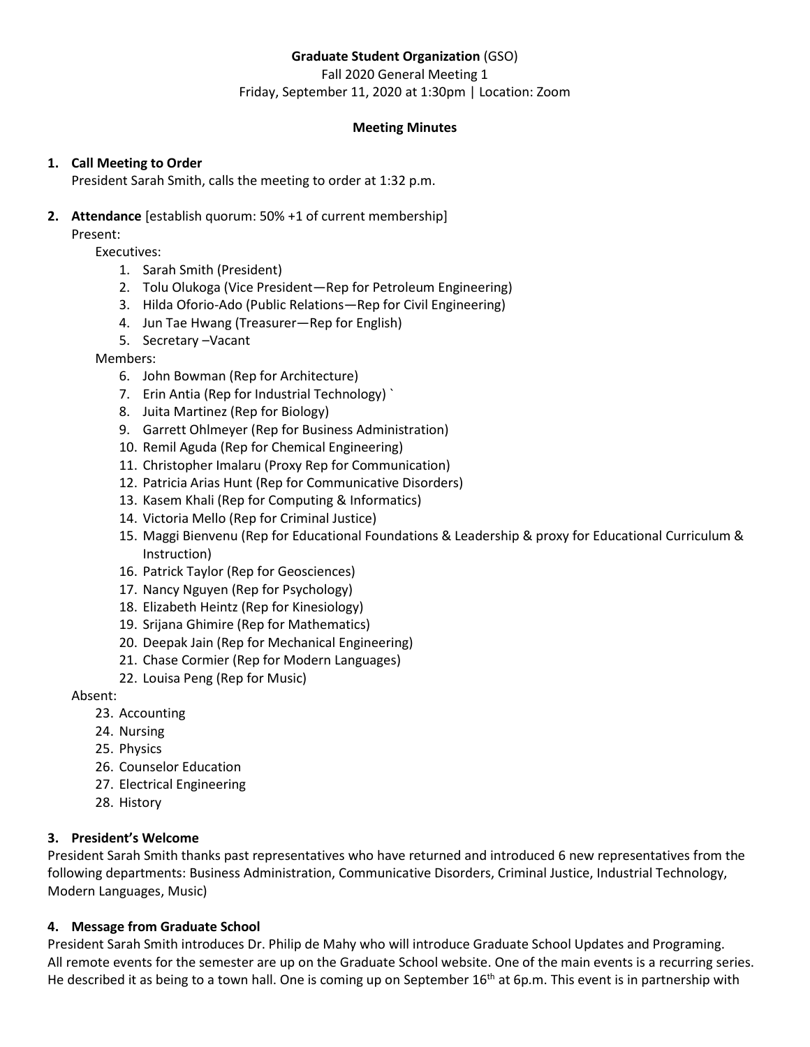**Graduate Student Organization** (GSO)
Fall 2020 General Meeting 1
Friday, September 11, 2020 at 1:30pm | Location: Zoom

**Meeting Minutes**

1. **Call Meeting to Order**
   President Sarah Smith, calls the meeting to order at 1:32 p.m.

2. **Attendance** [establish quorum: 50% +1 of current membership]
   Present:
   Executives:
   1. Sarah Smith (President)
   2. Tolu Olukoga (Vice President—Rep for Petroleum Engineering)
   3. Hilda Oforio-Ado (Public Relations—Rep for Civil Engineering)
   4. Jun Tae Hwang (Treasurer—Rep for English)
   5. Secretary –Vacant

   Members:
   6. John Bowman (Rep for Architecture)
   7. Erin Antia (Rep for Industrial Technology) `
   8. Juita Martinez (Rep for Biology)
   9. Garrett Ohlmeyer (Rep for Business Administration)
   10. Remil Aguda (Rep for Chemical Engineering)
   11. Christopher Imalaru (Proxy Rep for Communication)
   12. Patricia Arias Hunt (Rep for Communicative Disorders)
   13. Kasem Khali (Rep for Computing & Informatics)
   14. Victoria Mello (Rep for Criminal Justice)
   15. Maggi Bienvenu (Rep for Educational Foundations & Leadership & proxy for Educational Curriculum & Instruction)
   16. Patrick Taylor (Rep for Geosciences)
   17. Nancy Nguyen (Rep for Psychology)
   18. Elizabeth Heintz (Rep for Kinesiology)
   19. Srijana Ghimire (Rep for Mathematics)
   20. Deepak Jain (Rep for Mechanical Engineering)
   21. Chase Cormier (Rep for Modern Languages)
   22. Louisa Peng (Rep for Music)

   Absent:
   23. Accounting
   24. Nursing
   25. Physics
   26. Counselor Education
   27. Electrical Engineering
   28. History

3. **President's Welcome**

President Sarah Smith thanks past representatives who have returned and introduced 6 new representatives from the following departments: Business Administration, Communicative Disorders, Criminal Justice, Industrial Technology, Modern Languages, Music)

4. **Message from Graduate School**

President Sarah Smith introduces Dr. Philip de Mahy who will introduce Graduate School Updates and Programing. All remote events for the semester are up on the Graduate School website. One of the main events is a recurring series. He described it as being to a town hall. One is coming up on September 16th at 6p.m. This event is in partnership with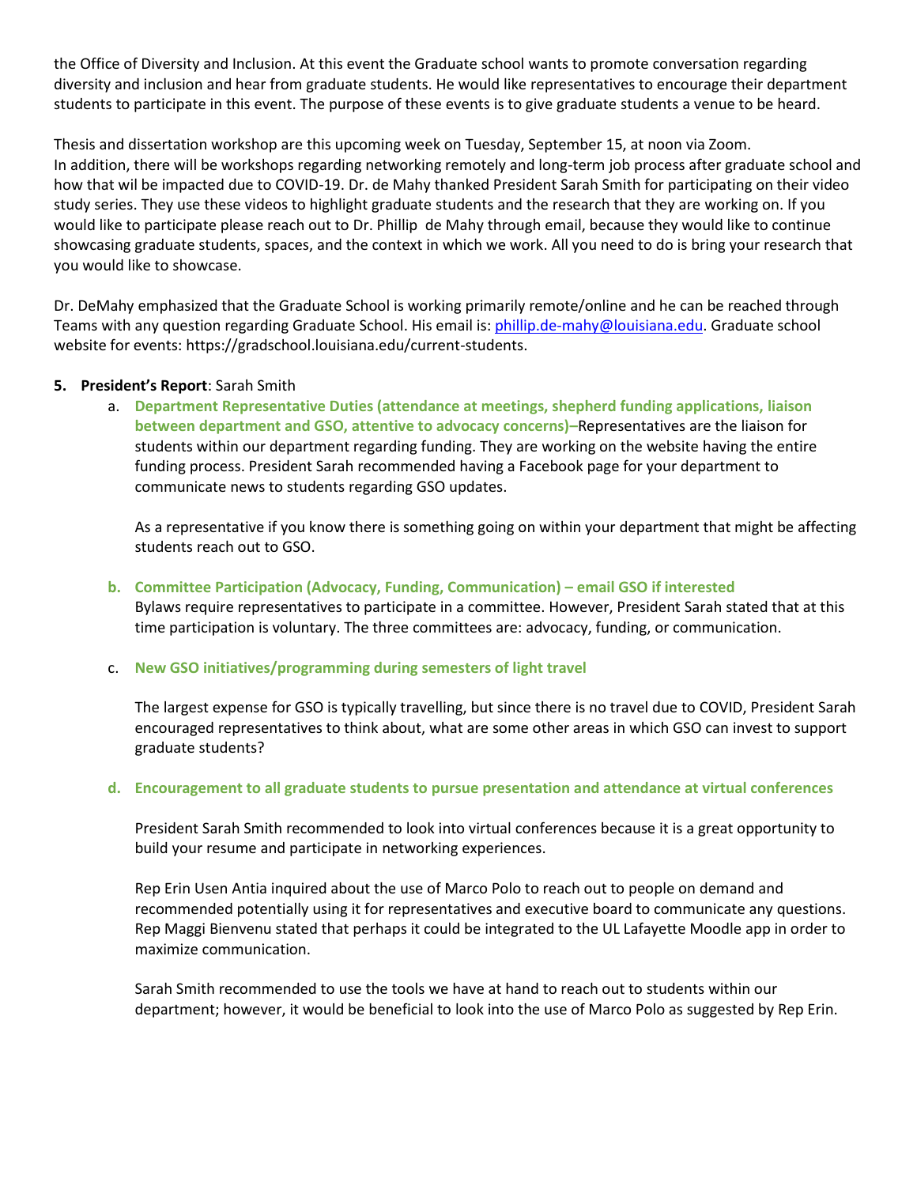the Office of Diversity and Inclusion. At this event the Graduate school wants to promote conversation regarding diversity and inclusion and hear from graduate students. He would like representatives to encourage their department students to participate in this event. The purpose of these events is to give graduate students a venue to be heard.

Thesis and dissertation workshop are this upcoming week on Tuesday, September 15, at noon via Zoom. In addition, there will be workshops regarding networking remotely and long-term job process after graduate school and how that wil be impacted due to COVID-19. Dr. de Mahy thanked President Sarah Smith for participating on their video study series. They use these videos to highlight graduate students and the research that they are working on. If you would like to participate please reach out to Dr. Phillip de Mahy through email, because they would like to continue showcasing graduate students, spaces, and the context in which we work. All you need to do is bring your research that you would like to showcase.

Dr. DeMahy emphasized that the Graduate School is working primarily remote/online and he can be reached through Teams with any question regarding Graduate School. His email is: [phillip.de-mahy@louisiana.edu](mailto:phillip.de-mahy@louisiana.edu). Graduate school website for events: https://gradschool.louisiana.edu/current-students.

5. **President's Report**: Sarah Smith

   a. **Department Representative Duties (attendance at meetings, shepherd funding applications, liaison between department and GSO, attentive to advocacy concerns)**–Representatives are the liaison for students within our department regarding funding. They are working on the website having the entire funding process. President Sarah recommended having a Facebook page for your department to communicate news to students regarding GSO updates.

      As a representative if you know there is something going on within your department that might be affecting students reach out to GSO.

   b. **Committee Participation (Advocacy, Funding, Communication) – email GSO if interested**
      Bylaws require representatives to participate in a committee. However, President Sarah stated that at this time participation is voluntary. The three committees are: advocacy, funding, or communication.

   c. **New GSO initiatives/programming during semesters of light travel**

      The largest expense for GSO is typically travelling, but since there is no travel due to COVID, President Sarah encouraged representatives to think about, what are some other areas in which GSO can invest to support graduate students?

   d. **Encouragement to all graduate students to pursue presentation and attendance at virtual conferences**

      President Sarah Smith recommended to look into virtual conferences because it is a great opportunity to build your resume and participate in networking experiences.

      Rep Erin Usen Antia inquired about the use of Marco Polo to reach out to people on demand and recommended potentially using it for representatives and executive board to communicate any questions. Rep Maggi Bienvenu stated that perhaps it could be integrated to the UL Lafayette Moodle app in order to maximize communication.

      Sarah Smith recommended to use the tools we have at hand to reach out to students within our department; however, it would be beneficial to look into the use of Marco Polo as suggested by Rep Erin.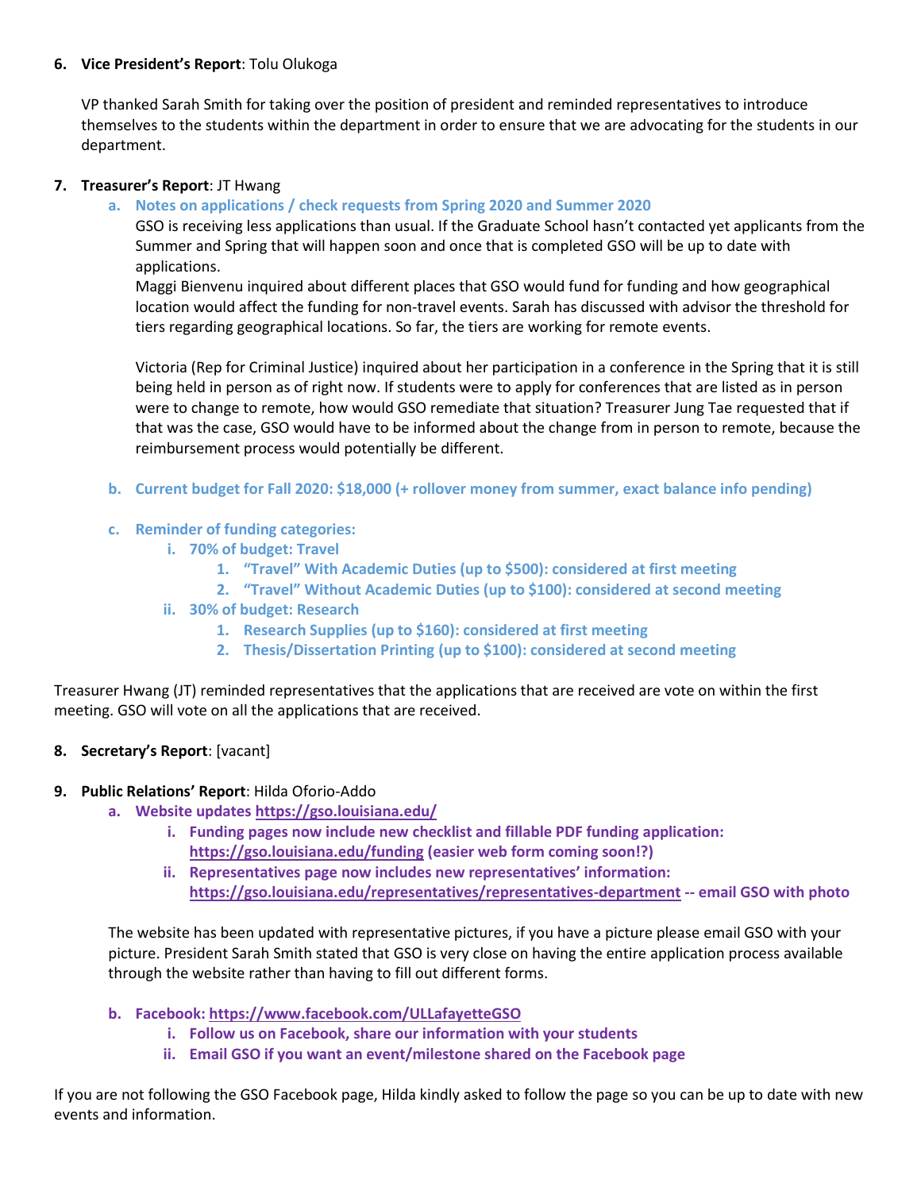6. **Vice President's Report**: Tolu Olukoga

   VP thanked Sarah Smith for taking over the position of president and reminded representatives to introduce themselves to the students within the department in order to ensure that we are advocating for the students in our department.

7. **Treasurer's Report**: JT Hwang

   a. **Notes on applications / check requests from Spring 2020 and Summer 2020**

   GSO is receiving less applications than usual. If the Graduate School hasn't contacted yet applicants from the Summer and Spring that will happen soon and once that is completed GSO will be up to date with applications.

   Maggi Bienvenu inquired about different places that GSO would fund for funding and how geographical location would affect the funding for non-travel events. Sarah has discussed with advisor the threshold for tiers regarding geographical locations. So far, the tiers are working for remote events.

   Victoria (Rep for Criminal Justice) inquired about her participation in a conference in the Spring that it is still being held in person as of right now. If students were to apply for conferences that are listed as in person were to change to remote, how would GSO remediate that situation? Treasurer Jung Tae requested that if that was the case, GSO would have to be informed about the change from in person to remote, because the reimbursement process would potentially be different.

   b. **Current budget for Fall 2020: $18,000 (+ rollover money from summer, exact balance info pending)**

   c. **Reminder of funding categories:**
      i. **70% of budget: Travel**
         1. **"Travel" With Academic Duties (up to $500): considered at first meeting**
         2. **"Travel" Without Academic Duties (up to $100): considered at second meeting**
      ii. **30% of budget: Research**
         1. **Research Supplies (up to $160): considered at first meeting**
         2. **Thesis/Dissertation Printing (up to $100): considered at second meeting**

Treasurer Hwang (JT) reminded representatives that the applications that are received are vote on within the first meeting. GSO will vote on all the applications that are received.

8. **Secretary's Report**: [vacant]

9. **Public Relations' Report**: Hilda Oforio-Addo

   a. **Website updates https://gso.louisiana.edu/**
      i. **Funding pages now include new checklist and fillable PDF funding application: https://gso.louisiana.edu/funding (easier web form coming soon!?)**
      ii. **Representatives page now includes new representatives' information: https://gso.louisiana.edu/representatives/representatives-department -- email GSO with photo**

   The website has been updated with representative pictures, if you have a picture please email GSO with your picture. President Sarah Smith stated that GSO is very close on having the entire application process available through the website rather than having to fill out different forms.

   b. **Facebook: https://www.facebook.com/ULLafayetteGSO**
      i. **Follow us on Facebook, share our information with your students**
      ii. **Email GSO if you want an event/milestone shared on the Facebook page**

If you are not following the GSO Facebook page, Hilda kindly asked to follow the page so you can be up to date with new events and information.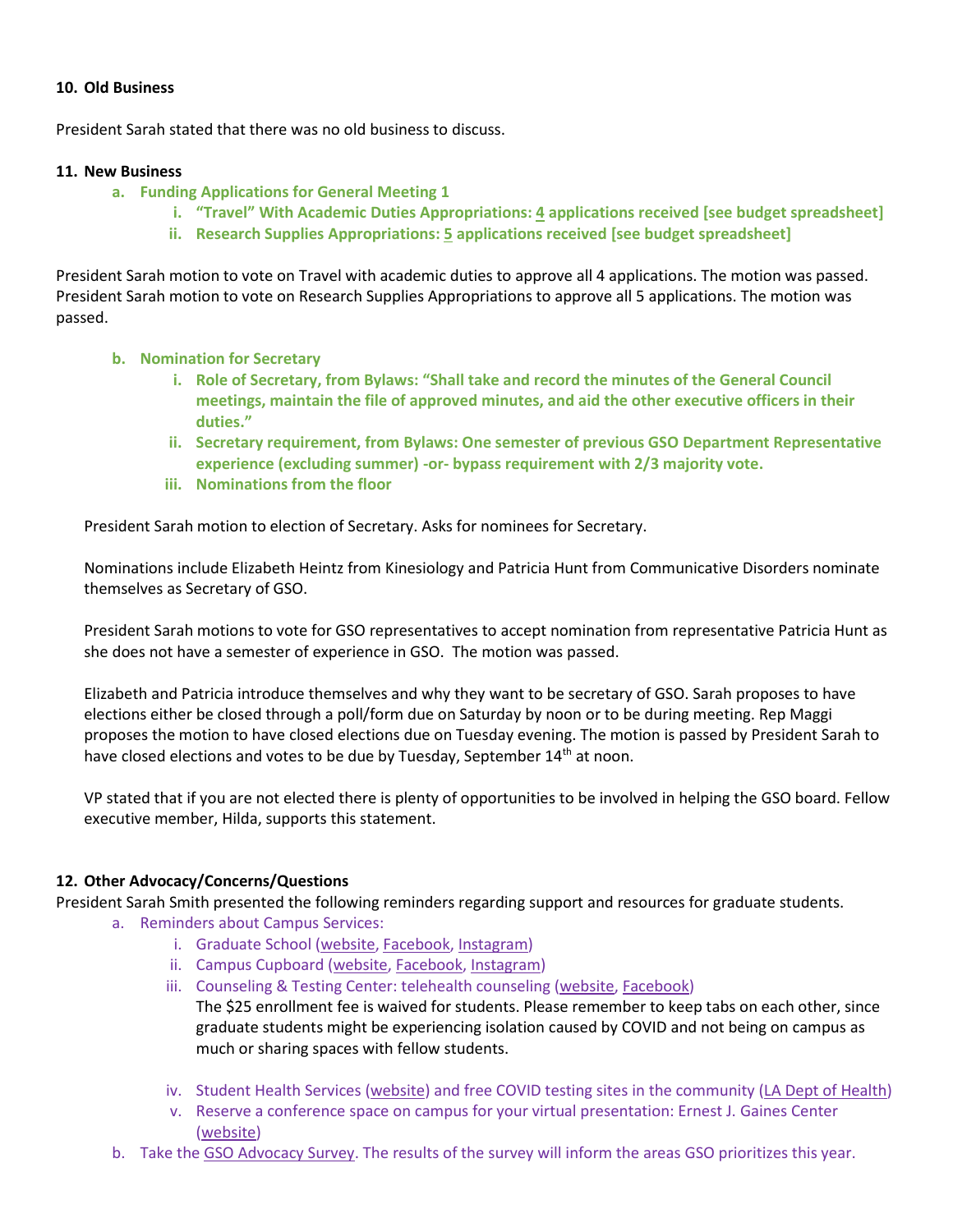**10. Old Business**

President Sarah stated that there was no old business to discuss.

**11. New Business**

- **a. Funding Applications for General Meeting 1**
    - **i. "Travel" With Academic Duties Appropriations: 4 applications received [see budget spreadsheet]**
    - **ii. Research Supplies Appropriations: 5 applications received [see budget spreadsheet]**

President Sarah motion to vote on Travel with academic duties to approve all 4 applications. The motion was passed. President Sarah motion to vote on Research Supplies Appropriations to approve all 5 applications. The motion was passed.

- **b. Nomination for Secretary**
    - **i. Role of Secretary, from Bylaws: "Shall take and record the minutes of the General Council meetings, maintain the file of approved minutes, and aid the other executive officers in their duties."**
    - **ii. Secretary requirement, from Bylaws: One semester of previous GSO Department Representative experience (excluding summer) -or- bypass requirement with 2/3 majority vote.**
    - **iii. Nominations from the floor**

President Sarah motion to election of Secretary. Asks for nominees for Secretary.

Nominations include Elizabeth Heintz from Kinesiology and Patricia Hunt from Communicative Disorders nominate themselves as Secretary of GSO.

President Sarah motions to vote for GSO representatives to accept nomination from representative Patricia Hunt as she does not have a semester of experience in GSO. The motion was passed.

Elizabeth and Patricia introduce themselves and why they want to be secretary of GSO. Sarah proposes to have elections either be closed through a poll/form due on Saturday by noon or to be during meeting. Rep Maggi proposes the motion to have closed elections due on Tuesday evening. The motion is passed by President Sarah to have closed elections and votes to be due by Tuesday, September 14th at noon.

VP stated that if you are not elected there is plenty of opportunities to be involved in helping the GSO board. Fellow executive member, Hilda, supports this statement.

**12. Other Advocacy/Concerns/Questions**

President Sarah Smith presented the following reminders regarding support and resources for graduate students.

- a. Reminders about Campus Services:
    - i. Graduate School (website, Facebook, Instagram)
    - ii. Campus Cupboard (website, Facebook, Instagram)
    - iii. Counseling & Testing Center: telehealth counseling (website, Facebook)
      The $25 enrollment fee is waived for students. Please remember to keep tabs on each other, since graduate students might be experiencing isolation caused by COVID and not being on campus as much or sharing spaces with fellow students.
    - iv. Student Health Services (website) and free COVID testing sites in the community (LA Dept of Health)
    - v. Reserve a conference space on campus for your virtual presentation: Ernest J. Gaines Center (website)
- b. Take the GSO Advocacy Survey. The results of the survey will inform the areas GSO prioritizes this year.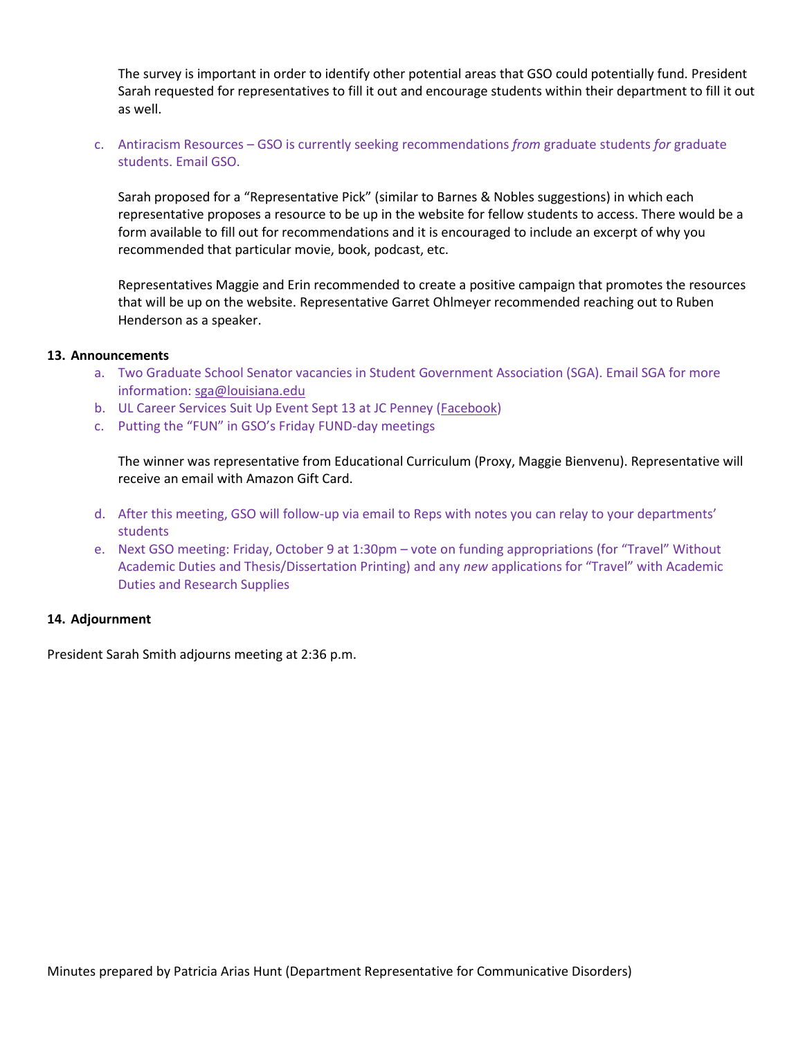The survey is important in order to identify other potential areas that GSO could potentially fund. President Sarah requested for representatives to fill it out and encourage students within their department to fill it out as well.

c. Antiracism Resources – GSO is currently seeking recommendations *from* graduate students *for* graduate students. Email GSO.

   Sarah proposed for a "Representative Pick" (similar to Barnes & Nobles suggestions) in which each representative proposes a resource to be up in the website for fellow students to access. There would be a form available to fill out for recommendations and it is encouraged to include an excerpt of why you recommended that particular movie, book, podcast, etc.

   Representatives Maggie and Erin recommended to create a positive campaign that promotes the resources that will be up on the website. Representative Garret Ohlmeyer recommended reaching out to Ruben Henderson as a speaker.

**13. Announcements**

a. Two Graduate School Senator vacancies in Student Government Association (SGA). Email SGA for more information: sga@louisiana.edu
b. UL Career Services Suit Up Event Sept 13 at JC Penney (Facebook)
c. Putting the "FUN" in GSO's Friday FUND-day meetings

   The winner was representative from Educational Curriculum (Proxy, Maggie Bienvenu). Representative will receive an email with Amazon Gift Card.

d. After this meeting, GSO will follow-up via email to Reps with notes you can relay to your departments' students
e. Next GSO meeting: Friday, October 9 at 1:30pm – vote on funding appropriations (for "Travel" Without Academic Duties and Thesis/Dissertation Printing) and any *new* applications for "Travel" with Academic Duties and Research Supplies

**14. Adjournment**

President Sarah Smith adjourns meeting at 2:36 p.m.

Minutes prepared by Patricia Arias Hunt (Department Representative for Communicative Disorders)